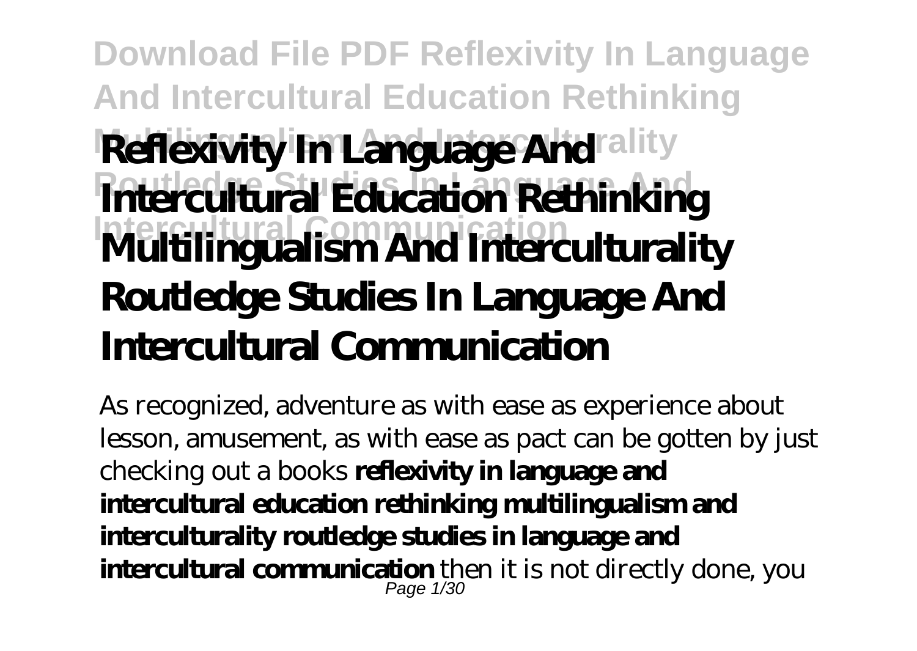# Reflexivity In Language And Intercultural Education Rethinking Multilingualism And Interculturality Routledge Studies In Language And Intercultural Communication

As recognized, adventure as with ease as experience about lesson, amusement, as with ease as pact can be gotten by just checking out a books **reflexivity in language and intercultural education rethinking multilingualism and interculturality routledge studies in language and intercultural communication** then it is not directly done, you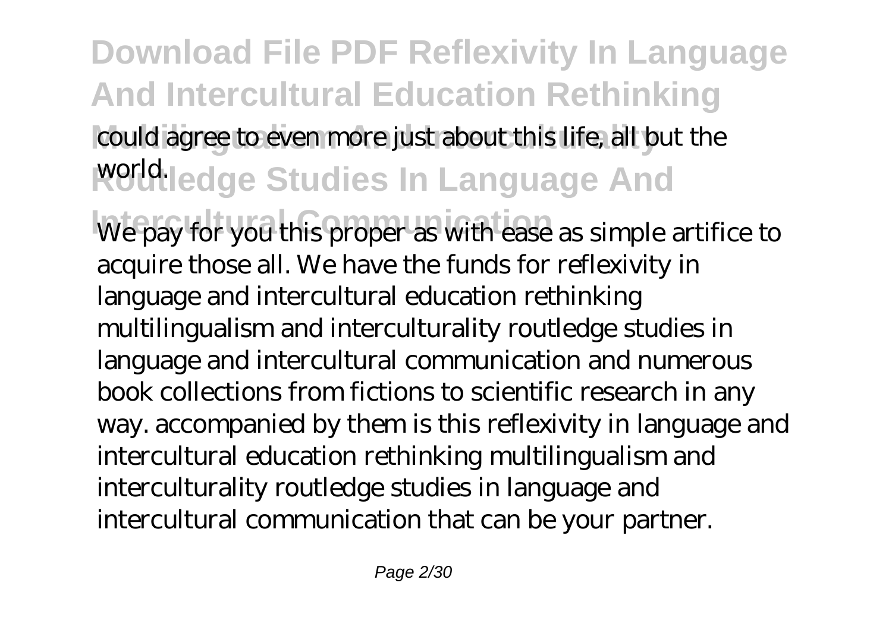could agree to even more just about this life, all but the world.

We pay for you this proper as with ease as simple artifice to acquire those all. We have the funds for reflexivity in language and intercultural education rethinking multilingualism and interculturality routledge studies in language and intercultural communication and numerous book collections from fictions to scientific research in any way. accompanied by them is this reflexivity in language and intercultural education rethinking multilingualism and interculturality routledge studies in language and intercultural communication that can be your partner.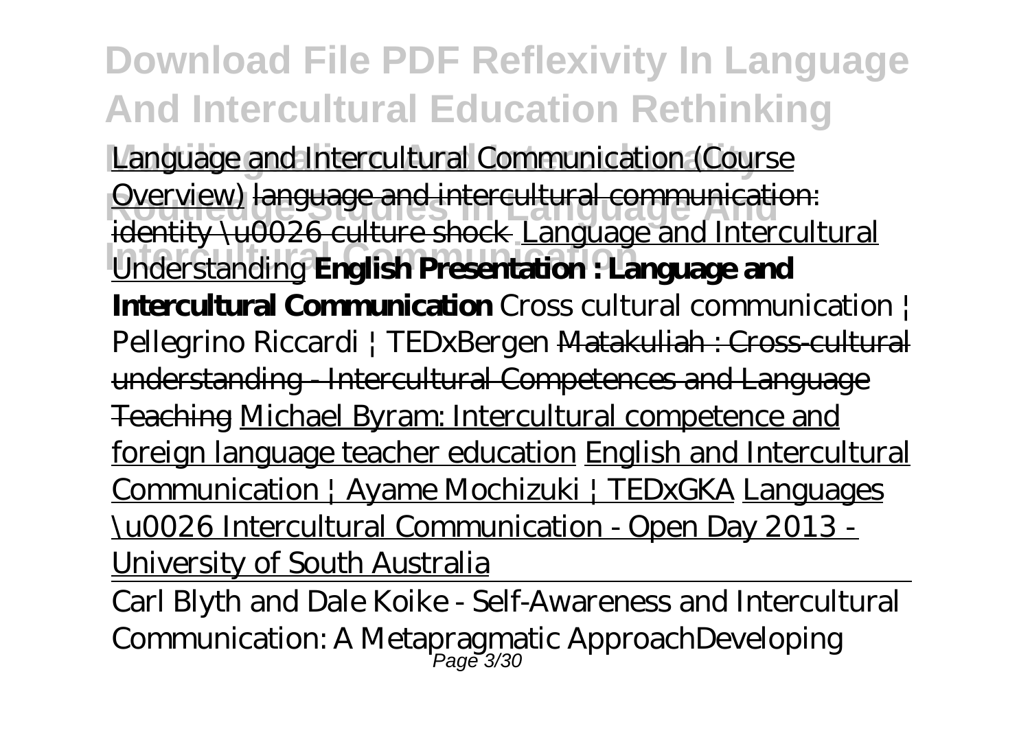Language and Intercultural Communication (Course Overview) language and intercultural communication: identity \u0026 culture shock Language and Intercultural Understanding **English Presentation : Language and Intercultural Communication** *Cross cultural communication | Pellegrino Riccardi | TEDxBergen* Matakuliah : Cross-cultural understanding - Intercultural Competences and Language Teaching Michael Byram: Intercultural competence and foreign language teacher education English and Intercultural Communication | Ayame Mochizuki | TEDxGKA Languages \u0026 Intercultural Communication - Open Day 2013 - University of South Australia

Carl Blyth and Dale Koike - Self-Awareness and Intercultural Communication: A Metapragmatic Approach*Developing*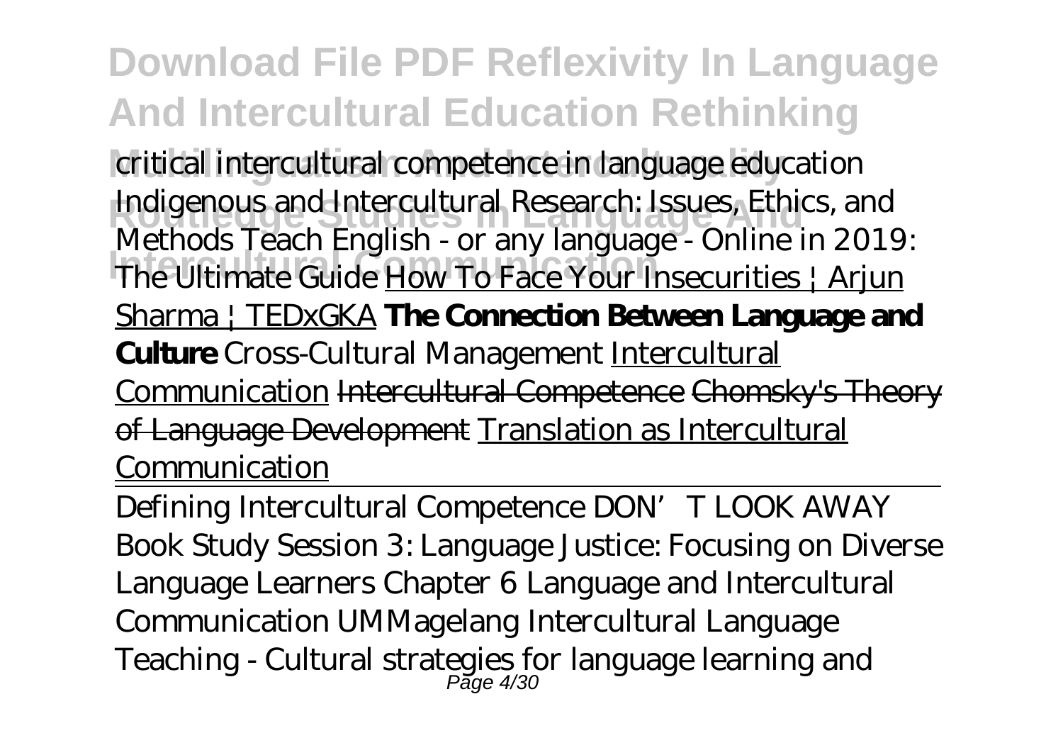critical intercultural competence in language education *Indigenous and Intercultural Research: Issues, Ethics, and Methods* *Teach English - or any language - Online in 2019: The Ultimate Guide* How To Face Your Insecurities | Arjun Sharma | TEDxGKA **The Connection Between Language and Culture** *Cross-Cultural Management* Intercultural Communication ~~Intercultural Competence~~ ~~Chomsky's Theory of Language Development~~ Translation as Intercultural Communication

Defining Intercultural Competence *DON'T LOOK AWAY Book Study Session 3: Language Justice: Focusing on Diverse Language Learners* *Chapter 6 Language and Intercultural Communication UMMagelang* *Intercultural Language Teaching - Cultural strategies for language learning and*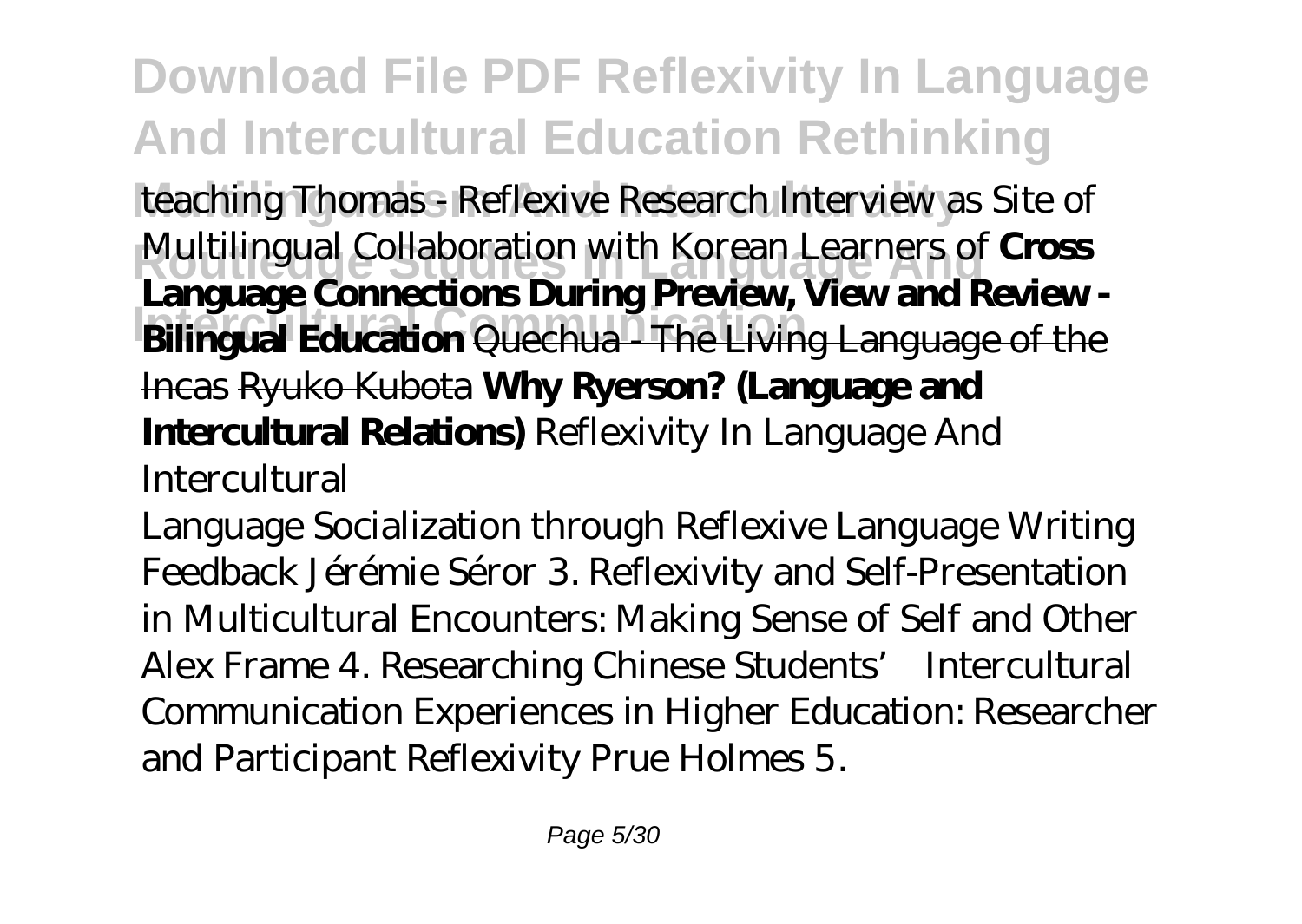*teaching Thomas - Reflexive Research Interview as Site of Multilingual Collaboration with Korean Learners of* **Cross Language Connections During Preview, View and Review - Bilingual Education** Quechua - The Living Language of the Incas Ryuko Kubota **Why Ryerson? (Language and Intercultural Relations)** *Reflexivity In Language And Intercultural*

Language Socialization through Reflexive Language Writing Feedback Jérémie Séror 3. Reflexivity and Self-Presentation in Multicultural Encounters: Making Sense of Self and Other Alex Frame 4. Researching Chinese Students' Intercultural Communication Experiences in Higher Education: Researcher and Participant Reflexivity Prue Holmes 5.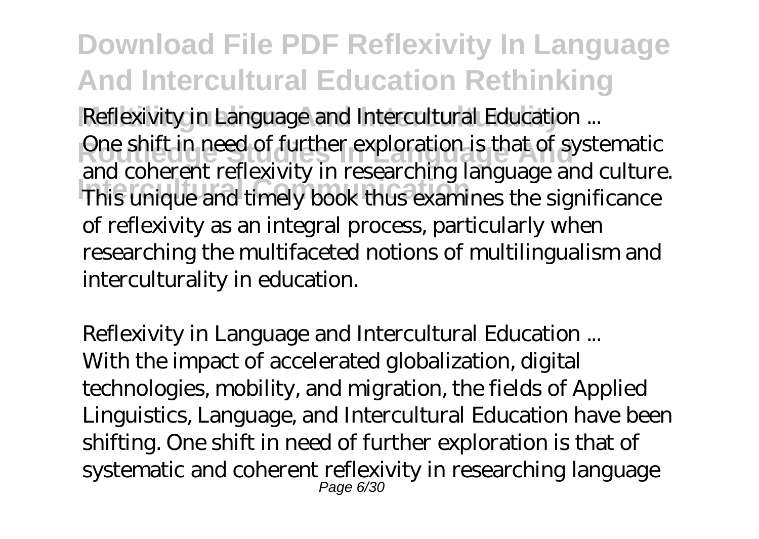*Reflexivity in Language and Intercultural Education ...*

One shift in need of further exploration is that of systematic and coherent reflexivity in researching language and culture. This unique and timely book thus examines the significance of reflexivity as an integral process, particularly when researching the multifaceted notions of multilingualism and interculturality in education.

*Reflexivity in Language and Intercultural Education ...*

With the impact of accelerated globalization, digital technologies, mobility, and migration, the fields of Applied Linguistics, Language, and Intercultural Education have been shifting. One shift in need of further exploration is that of systematic and coherent reflexivity in researching language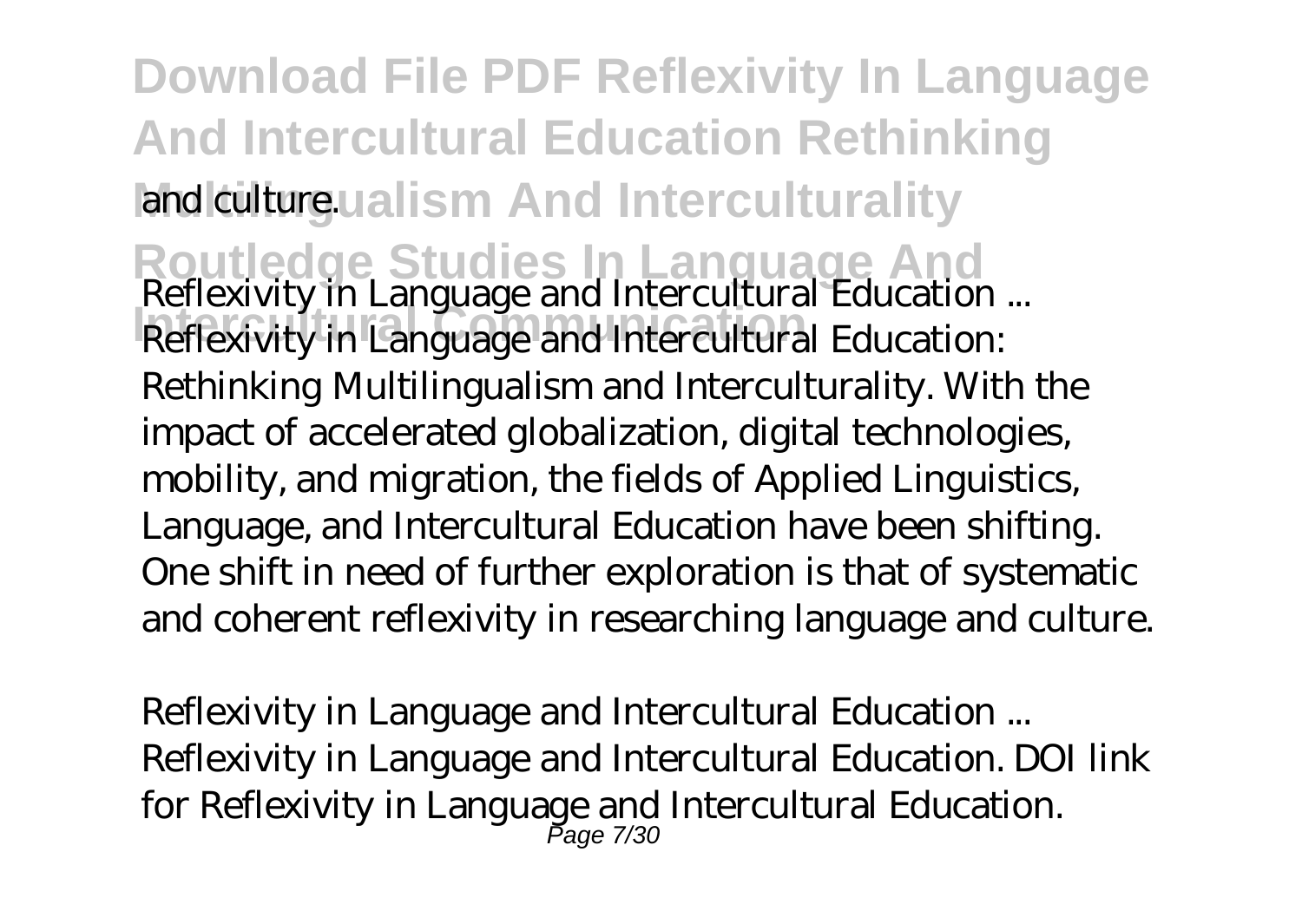and culture.

*Reflexivity in Language and Intercultural Education ...*
Reflexivity in Language and Intercultural Education: Rethinking Multilingualism and Interculturality. With the impact of accelerated globalization, digital technologies, mobility, and migration, the fields of Applied Linguistics, Language, and Intercultural Education have been shifting. One shift in need of further exploration is that of systematic and coherent reflexivity in researching language and culture.

*Reflexivity in Language and Intercultural Education ...*
Reflexivity in Language and Intercultural Education. DOI link for Reflexivity in Language and Intercultural Education.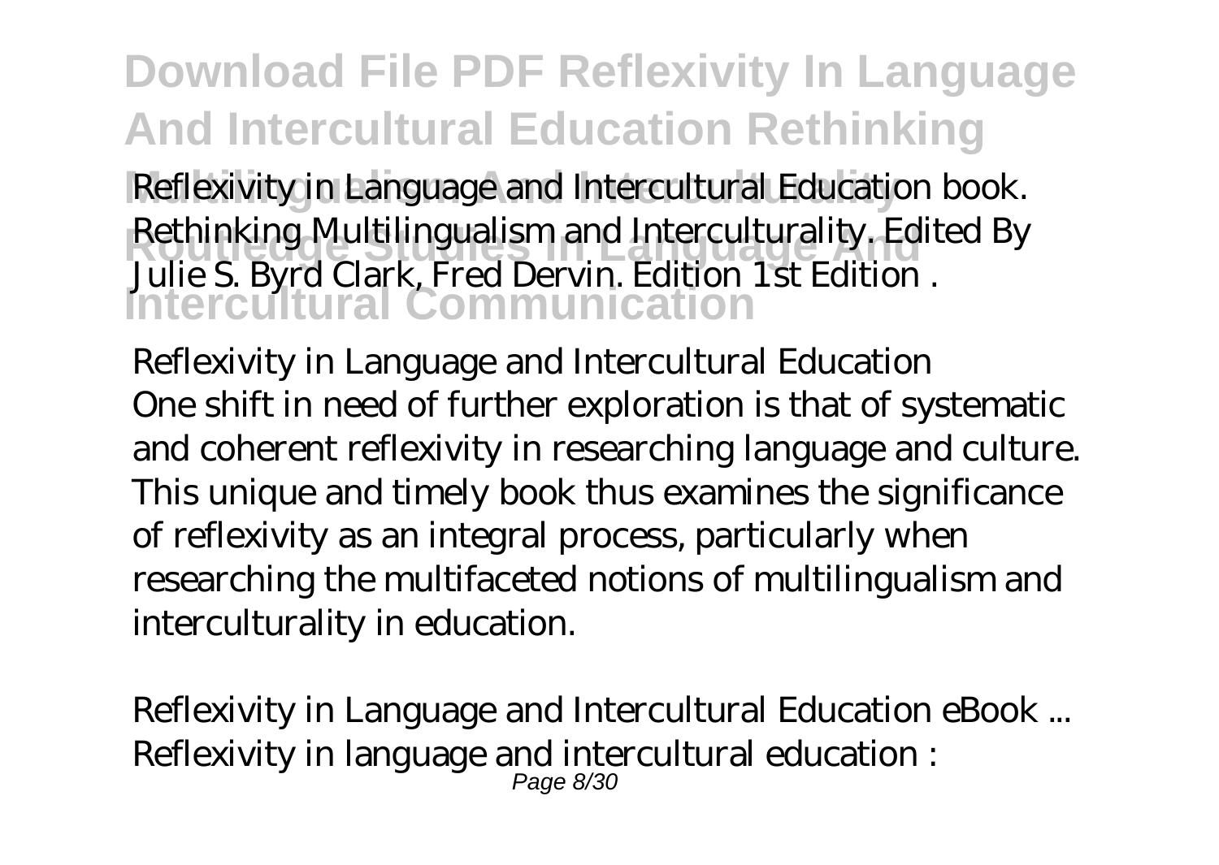Reflexivity in Language and Intercultural Education book. Rethinking Multilingualism and Interculturality. Edited By Julie S. Byrd Clark, Fred Dervin. Edition 1st Edition .

*Reflexivity in Language and Intercultural Education*

One shift in need of further exploration is that of systematic and coherent reflexivity in researching language and culture. This unique and timely book thus examines the significance of reflexivity as an integral process, particularly when researching the multifaceted notions of multilingualism and interculturality in education.

*Reflexivity in Language and Intercultural Education eBook ...*

Reflexivity in language and intercultural education :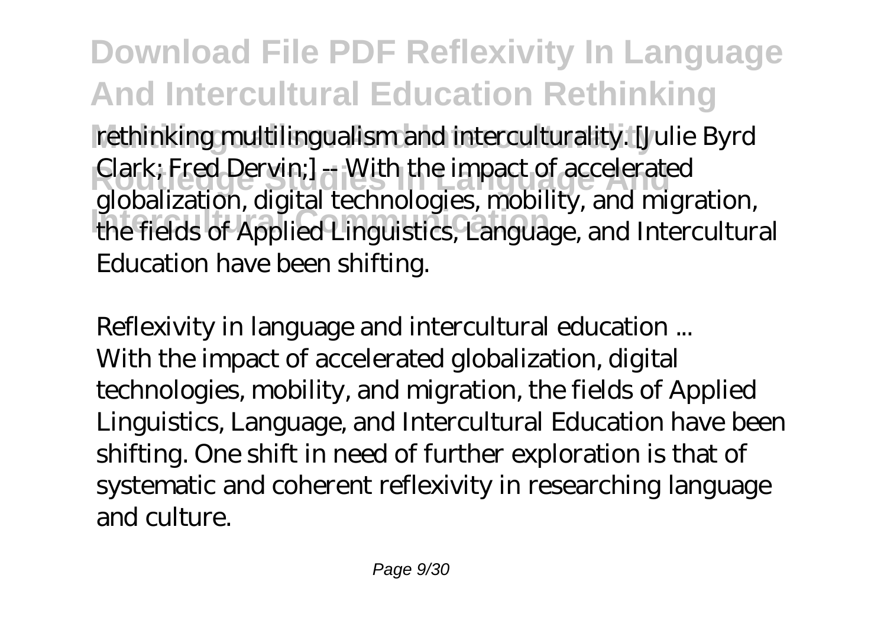rethinking multilingualism and interculturality. [Julie Byrd Clark; Fred Dervin;] -- With the impact of accelerated globalization, digital technologies, mobility, and migration, the fields of Applied Linguistics, Language, and Intercultural Education have been shifting.

*Reflexivity in language and intercultural education ...*
With the impact of accelerated globalization, digital technologies, mobility, and migration, the fields of Applied Linguistics, Language, and Intercultural Education have been shifting. One shift in need of further exploration is that of systematic and coherent reflexivity in researching language and culture.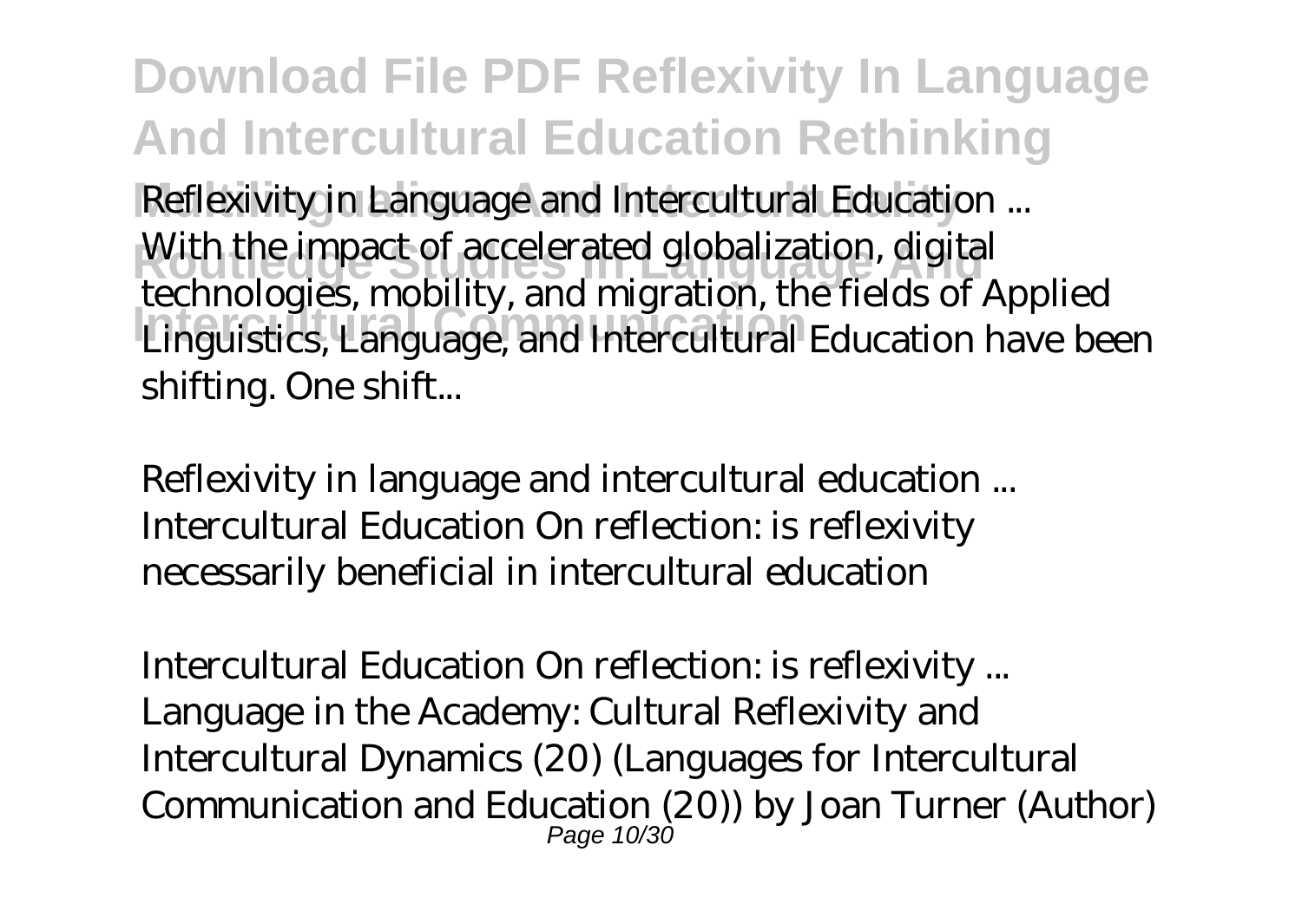*Reflexivity in Language and Intercultural Education ...*
With the impact of accelerated globalization, digital technologies, mobility, and migration, the fields of Applied Linguistics, Language, and Intercultural Education have been shifting. One shift...

*Reflexivity in language and intercultural education ...*
Intercultural Education On reflection: is reflexivity necessarily beneficial in intercultural education

*Intercultural Education On reflection: is reflexivity ...*
Language in the Academy: Cultural Reflexivity and Intercultural Dynamics (20) (Languages for Intercultural Communication and Education (20)) by Joan Turner (Author)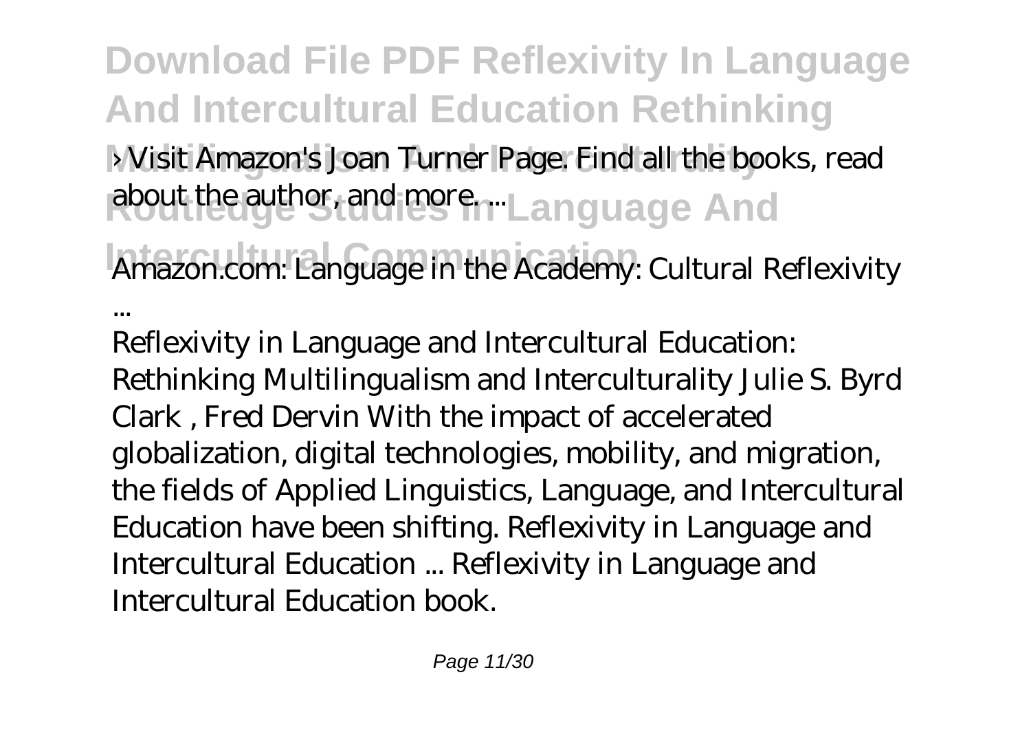› Visit Amazon's Joan Turner Page. Find all the books, read about the author, and more. ...

**Amazon.com: Language in the Academy: Cultural Reflexivity ...**

Reflexivity in Language and Intercultural Education: Rethinking Multilingualism and Interculturality Julie S. Byrd Clark , Fred Dervin With the impact of accelerated globalization, digital technologies, mobility, and migration, the fields of Applied Linguistics, Language, and Intercultural Education have been shifting. Reflexivity in Language and Intercultural Education ... Reflexivity in Language and Intercultural Education book.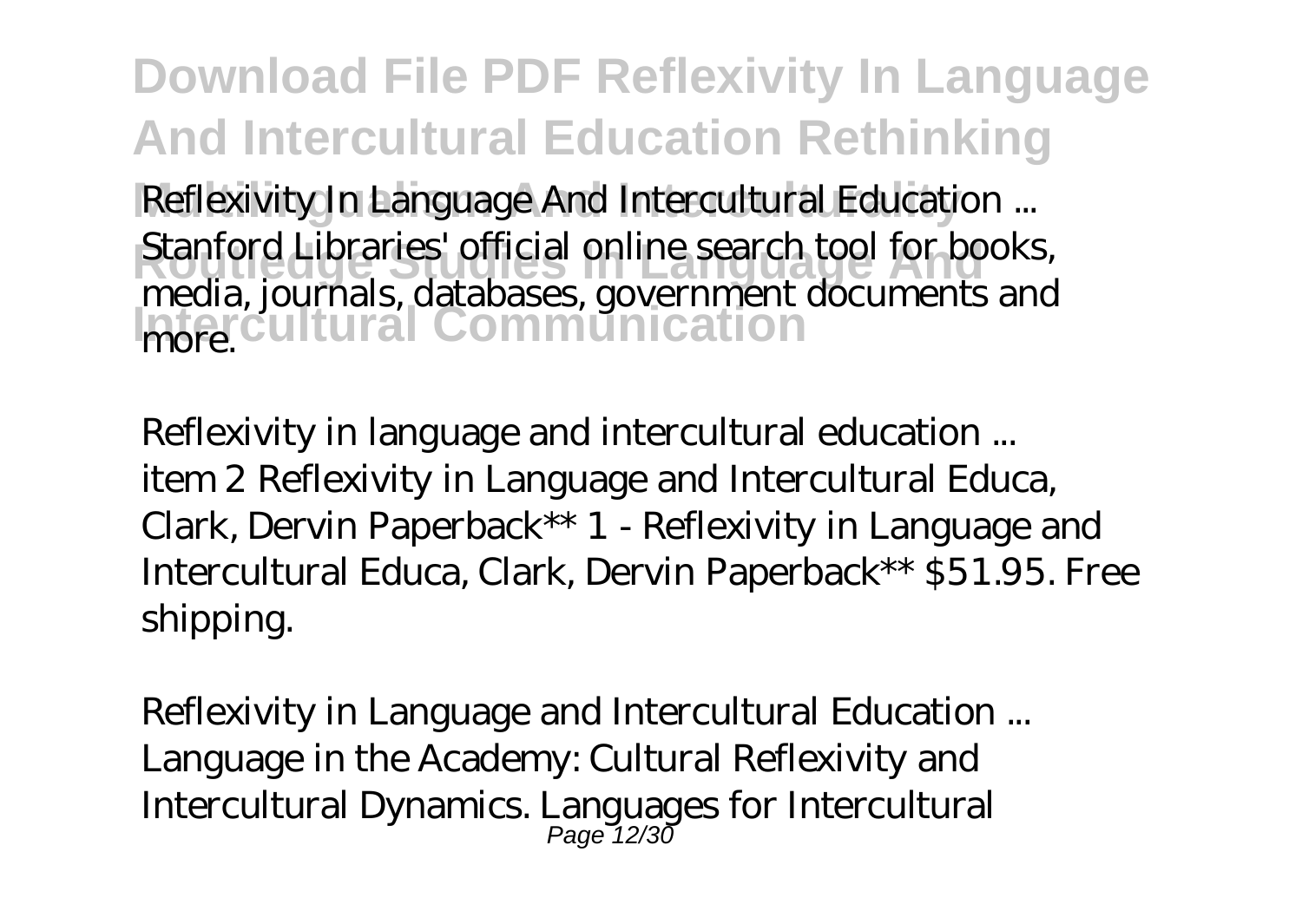*Reflexivity In Language And Intercultural Education ...*
Stanford Libraries' official online search tool for books, media, journals, databases, government documents and more.

*Reflexivity in language and intercultural education ...*
item 2 Reflexivity in Language and Intercultural Educa, Clark, Dervin Paperback** 1 - Reflexivity in Language and Intercultural Educa, Clark, Dervin Paperback** $51.95. Free shipping.

*Reflexivity in Language and Intercultural Education ...*
Language in the Academy: Cultural Reflexivity and Intercultural Dynamics. Languages for Intercultural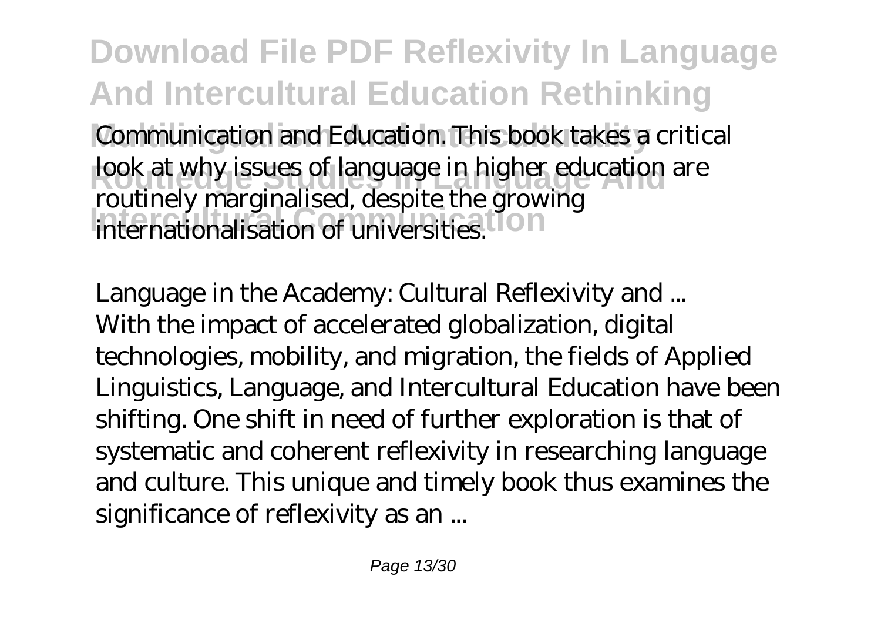Communication and Education. This book takes a critical look at why issues of language in higher education are routinely marginalised, despite the growing internationalisation of universities.

*Language in the Academy: Cultural Reflexivity and ...*
With the impact of accelerated globalization, digital technologies, mobility, and migration, the fields of Applied Linguistics, Language, and Intercultural Education have been shifting. One shift in need of further exploration is that of systematic and coherent reflexivity in researching language and culture. This unique and timely book thus examines the significance of reflexivity as an ...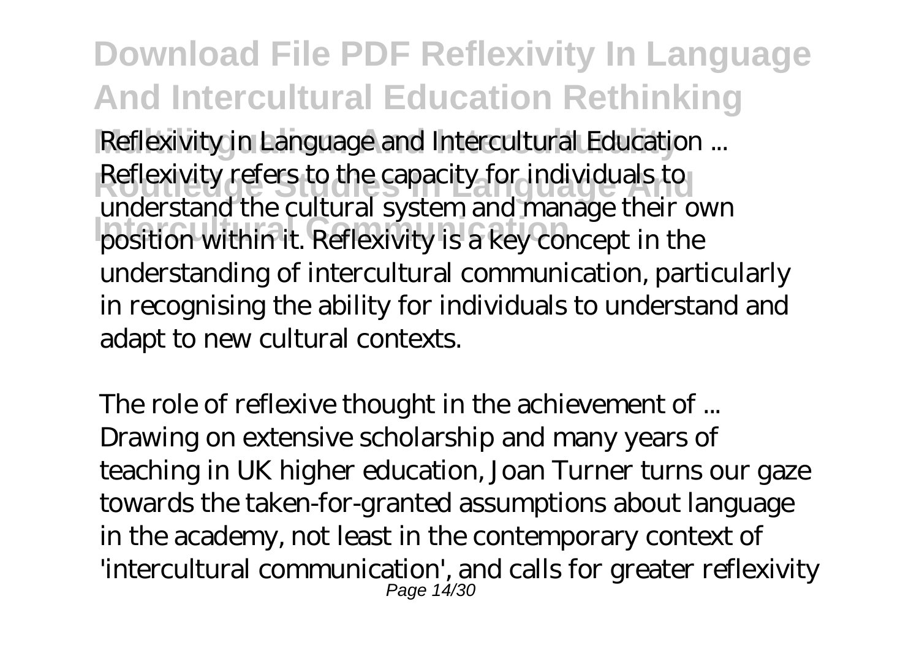*Reflexivity in Language and Intercultural Education ...*
Reflexivity refers to the capacity for individuals to understand the cultural system and manage their own position within it. Reflexivity is a key concept in the understanding of intercultural communication, particularly in recognising the ability for individuals to understand and adapt to new cultural contexts.

*The role of reflexive thought in the achievement of ...*
Drawing on extensive scholarship and many years of teaching in UK higher education, Joan Turner turns our gaze towards the taken-for-granted assumptions about language in the academy, not least in the contemporary context of 'intercultural communication', and calls for greater reflexivity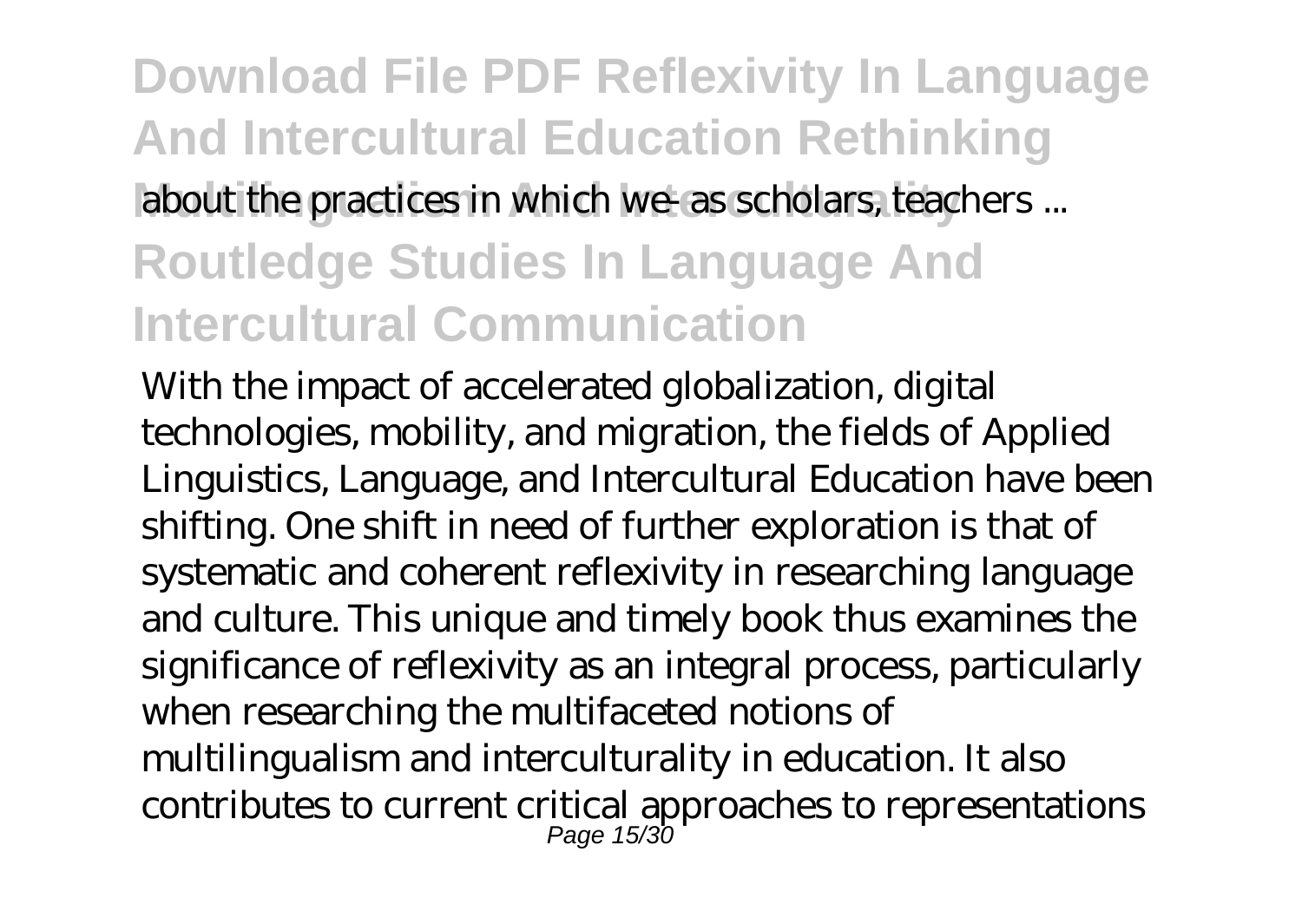about the practices in which we- as scholars, teachers ...

With the impact of accelerated globalization, digital technologies, mobility, and migration, the fields of Applied Linguistics, Language, and Intercultural Education have been shifting. One shift in need of further exploration is that of systematic and coherent reflexivity in researching language and culture. This unique and timely book thus examines the significance of reflexivity as an integral process, particularly when researching the multifaceted notions of multilingualism and interculturality in education. It also contributes to current critical approaches to representations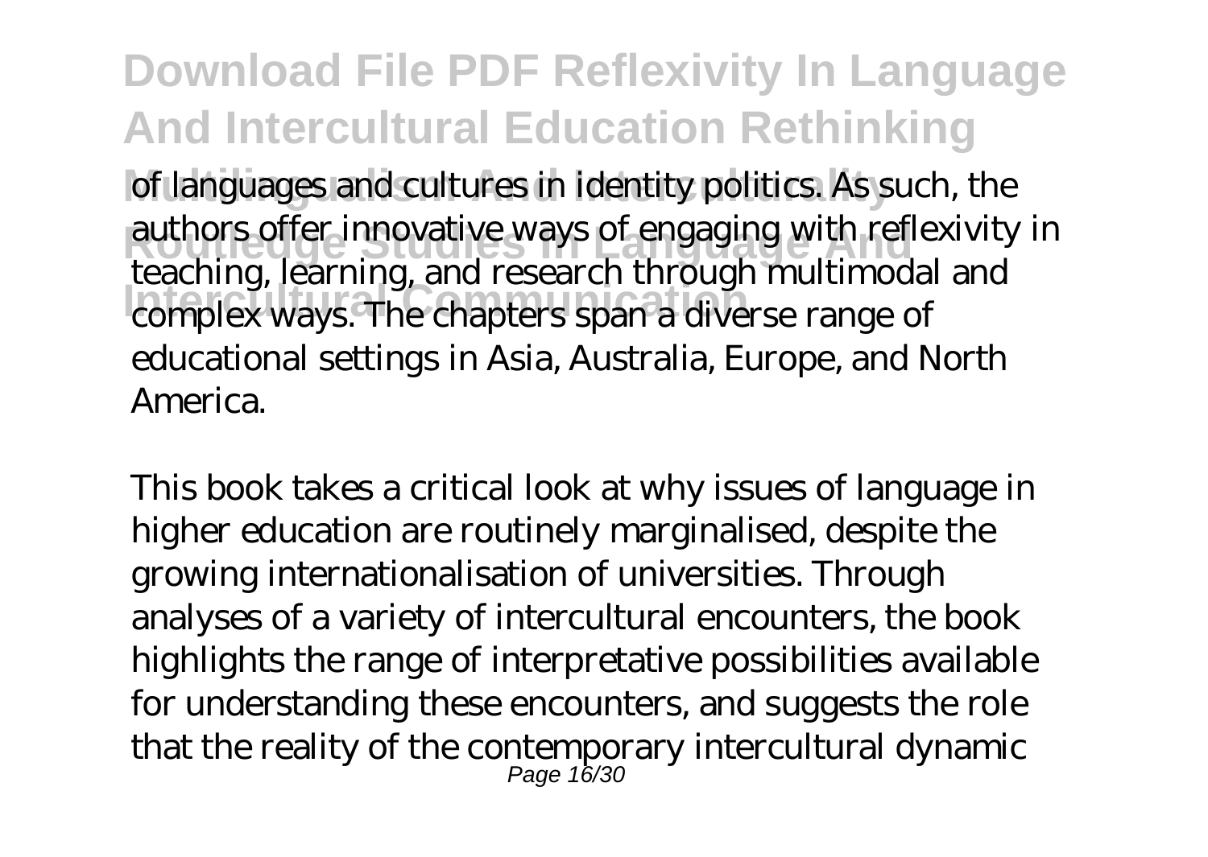of languages and cultures in identity politics. As such, the authors offer innovative ways of engaging with reflexivity in teaching, learning, and research through multimodal and complex ways. The chapters span a diverse range of educational settings in Asia, Australia, Europe, and North America.

This book takes a critical look at why issues of language in higher education are routinely marginalised, despite the growing internationalisation of universities. Through analyses of a variety of intercultural encounters, the book highlights the range of interpretative possibilities available for understanding these encounters, and suggests the role that the reality of the contemporary intercultural dynamic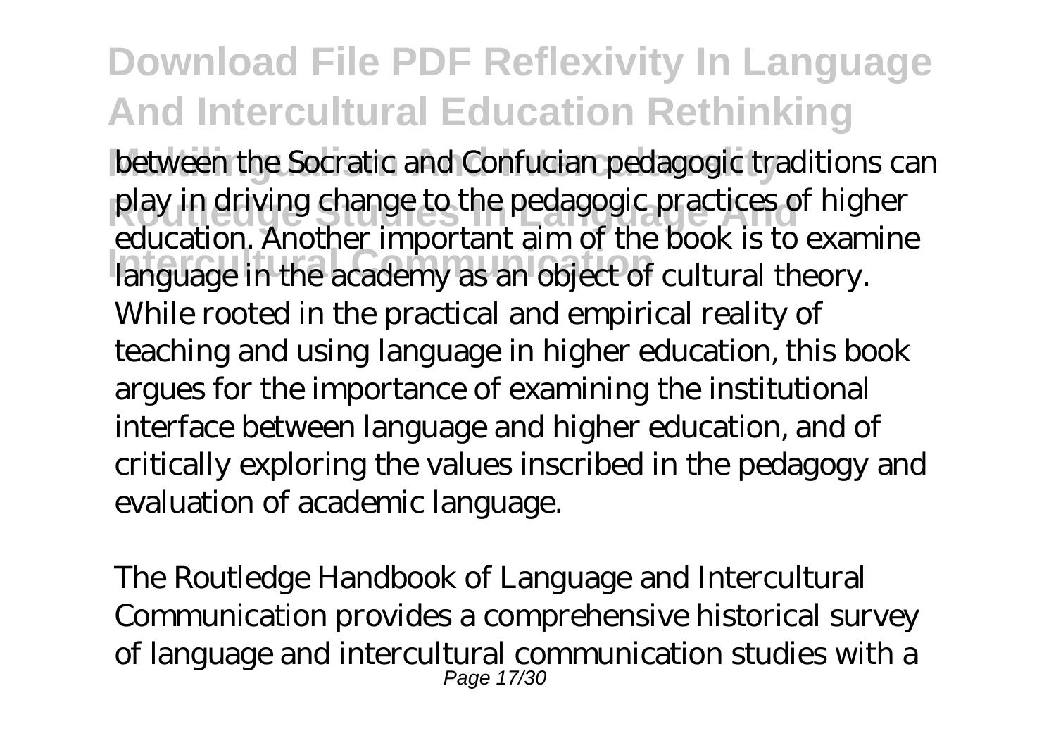between the Socratic and Confucian pedagogic traditions can play in driving change to the pedagogic practices of higher education. Another important aim of the book is to examine language in the academy as an object of cultural theory. While rooted in the practical and empirical reality of teaching and using language in higher education, this book argues for the importance of examining the institutional interface between language and higher education, and of critically exploring the values inscribed in the pedagogy and evaluation of academic language.

The Routledge Handbook of Language and Intercultural Communication provides a comprehensive historical survey of language and intercultural communication studies with a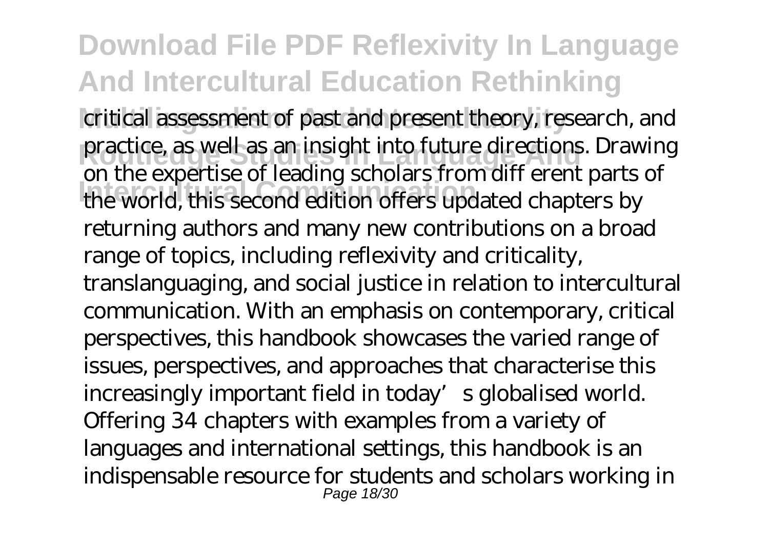critical assessment of past and present theory, research, and practice, as well as an insight into future directions. Drawing on the expertise of leading scholars from diff erent parts of the world, this second edition offers updated chapters by returning authors and many new contributions on a broad range of topics, including reflexivity and criticality, translanguaging, and social justice in relation to intercultural communication. With an emphasis on contemporary, critical perspectives, this handbook showcases the varied range of issues, perspectives, and approaches that characterise this increasingly important field in today' s globalised world. Offering 34 chapters with examples from a variety of languages and international settings, this handbook is an indispensable resource for students and scholars working in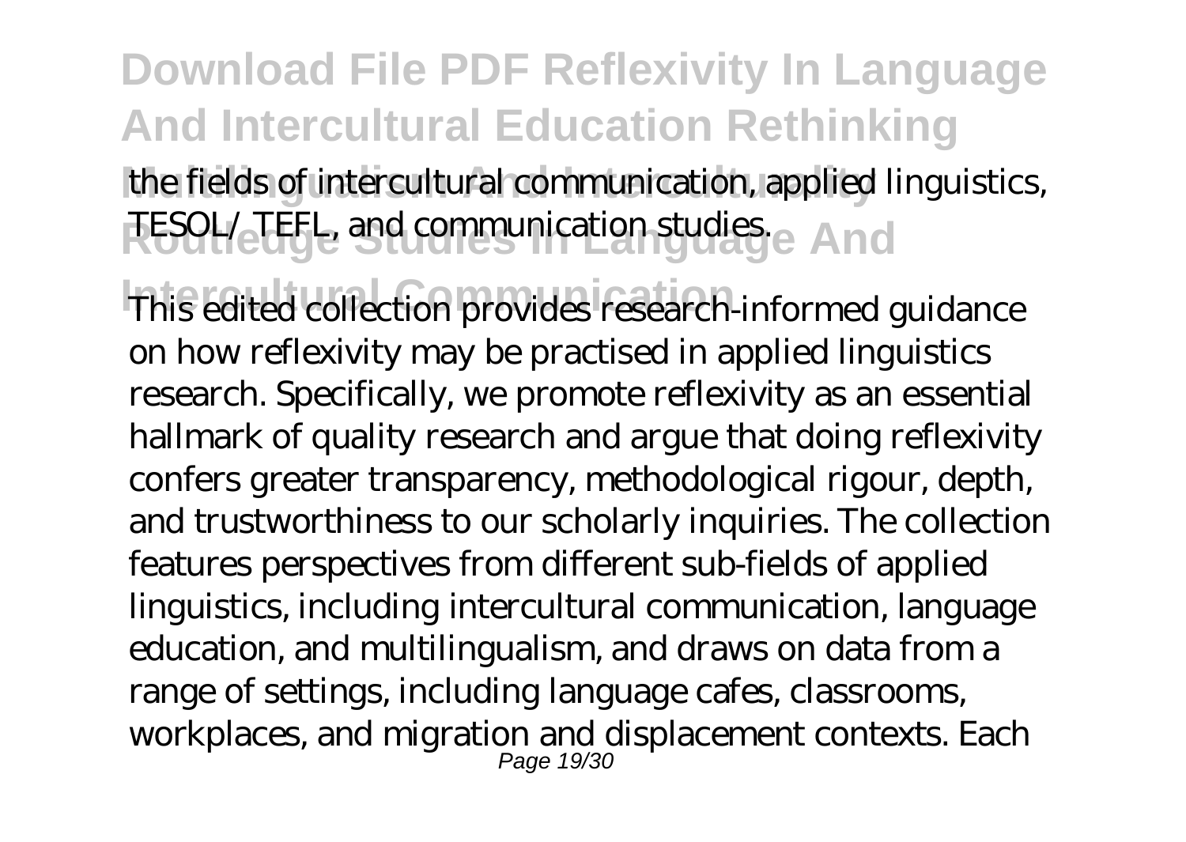the fields of intercultural communication, applied linguistics, TESOL/ TEFL, and communication studies.

This edited collection provides research-informed guidance on how reflexivity may be practised in applied linguistics research. Specifically, we promote reflexivity as an essential hallmark of quality research and argue that doing reflexivity confers greater transparency, methodological rigour, depth, and trustworthiness to our scholarly inquiries. The collection features perspectives from different sub-fields of applied linguistics, including intercultural communication, language education, and multilingualism, and draws on data from a range of settings, including language cafes, classrooms, workplaces, and migration and displacement contexts. Each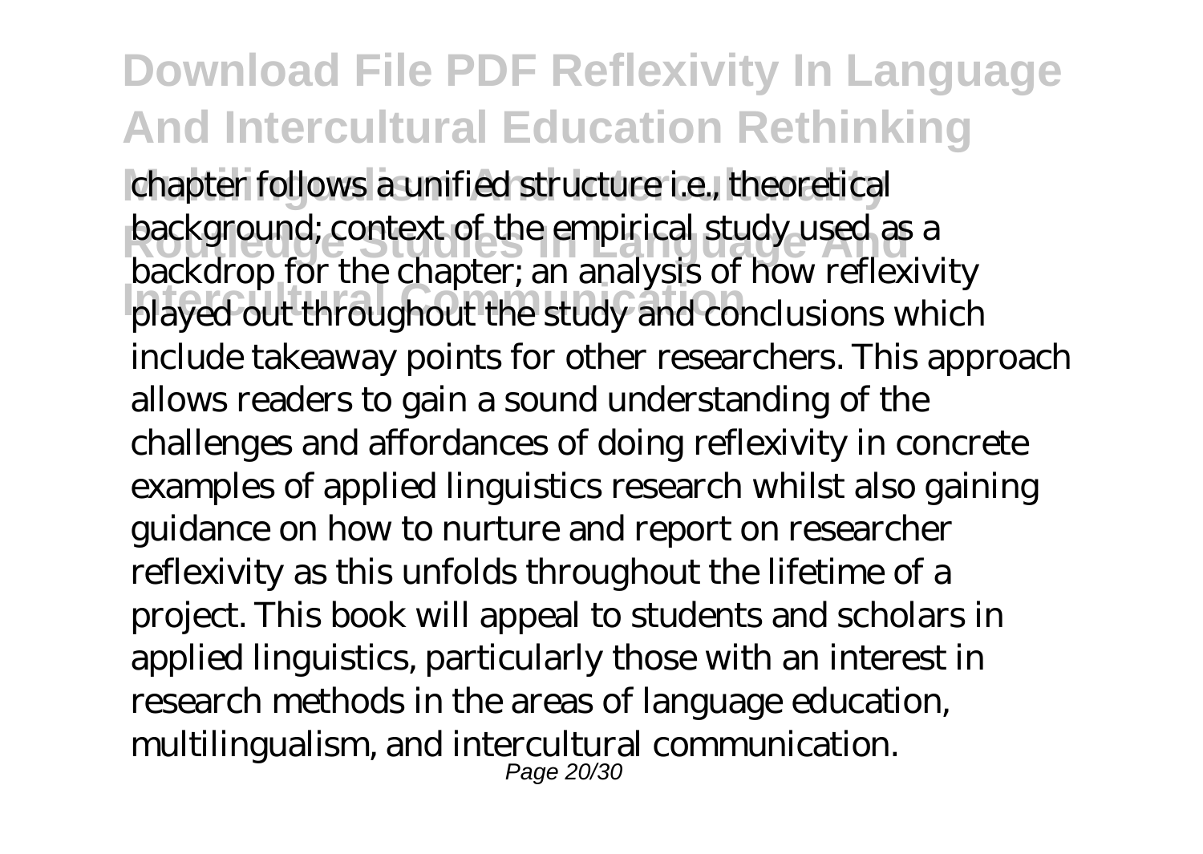chapter follows a unified structure i.e., theoretical background; context of the empirical study used as a backdrop for the chapter; an analysis of how reflexivity played out throughout the study and conclusions which include takeaway points for other researchers. This approach allows readers to gain a sound understanding of the challenges and affordances of doing reflexivity in concrete examples of applied linguistics research whilst also gaining guidance on how to nurture and report on researcher reflexivity as this unfolds throughout the lifetime of a project. This book will appeal to students and scholars in applied linguistics, particularly those with an interest in research methods in the areas of language education, multilingualism, and intercultural communication.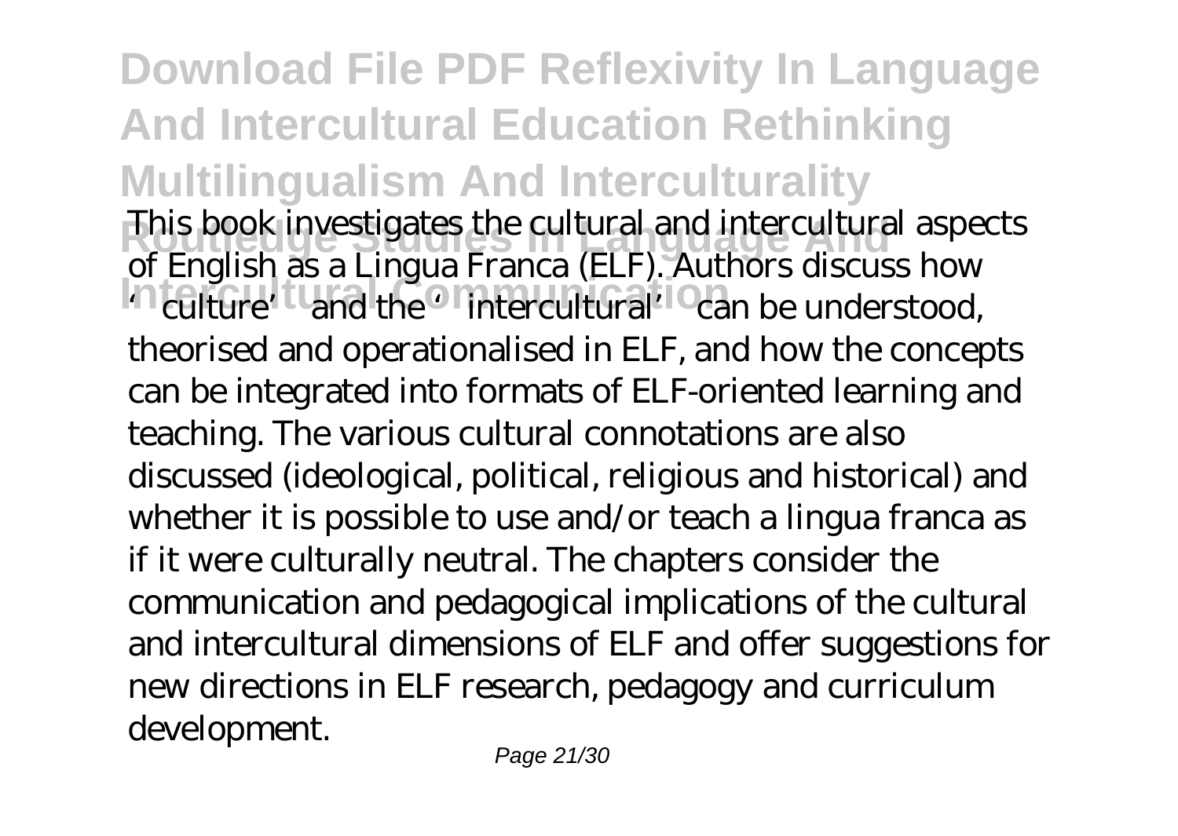This book investigates the cultural and intercultural aspects of English as a Lingua Franca (ELF). Authors discuss how 'culture' and the 'intercultural' can be understood, theorised and operationalised in ELF, and how the concepts can be integrated into formats of ELF-oriented learning and teaching. The various cultural connotations are also discussed (ideological, political, religious and historical) and whether it is possible to use and/or teach a lingua franca as if it were culturally neutral. The chapters consider the communication and pedagogical implications of the cultural and intercultural dimensions of ELF and offer suggestions for new directions in ELF research, pedagogy and curriculum development.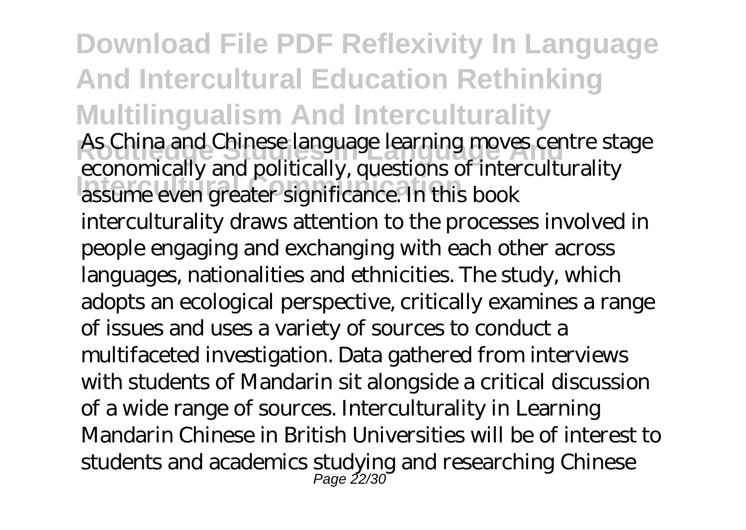As China and Chinese language learning moves centre stage economically and politically, questions of interculturality assume even greater significance. In this book interculturality draws attention to the processes involved in people engaging and exchanging with each other across languages, nationalities and ethnicities. The study, which adopts an ecological perspective, critically examines a range of issues and uses a variety of sources to conduct a multifaceted investigation. Data gathered from interviews with students of Mandarin sit alongside a critical discussion of a wide range of sources. Interculturality in Learning Mandarin Chinese in British Universities will be of interest to students and academics studying and researching Chinese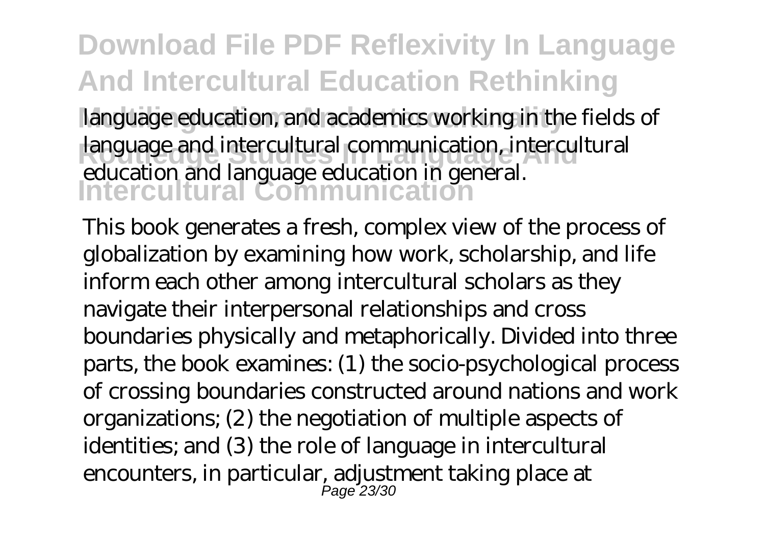language education, and academics working in the fields of language and intercultural communication, intercultural education and language education in general.

This book generates a fresh, complex view of the process of globalization by examining how work, scholarship, and life inform each other among intercultural scholars as they navigate their interpersonal relationships and cross boundaries physically and metaphorically. Divided into three parts, the book examines: (1) the socio-psychological process of crossing boundaries constructed around nations and work organizations; (2) the negotiation of multiple aspects of identities; and (3) the role of language in intercultural encounters, in particular, adjustment taking place at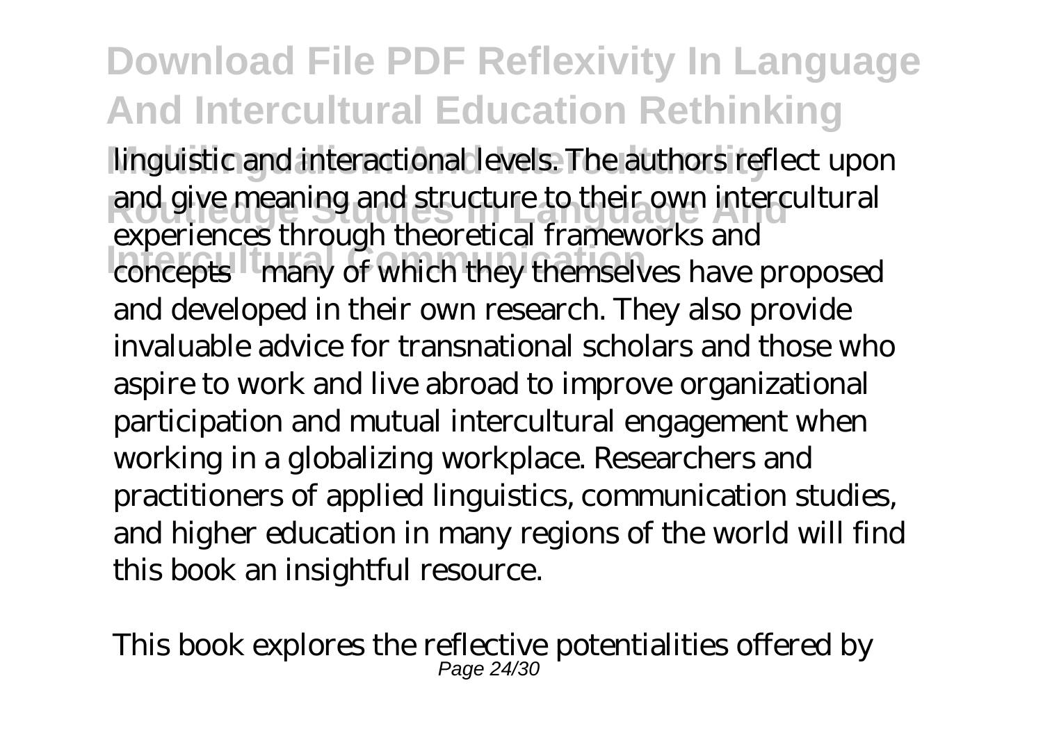linguistic and interactional levels. The authors reflect upon and give meaning and structure to their own intercultural experiences through theoretical frameworks and concepts—many of which they themselves have proposed and developed in their own research. They also provide invaluable advice for transnational scholars and those who aspire to work and live abroad to improve organizational participation and mutual intercultural engagement when working in a globalizing workplace. Researchers and practitioners of applied linguistics, communication studies, and higher education in many regions of the world will find this book an insightful resource.

This book explores the reflective potentialities offered by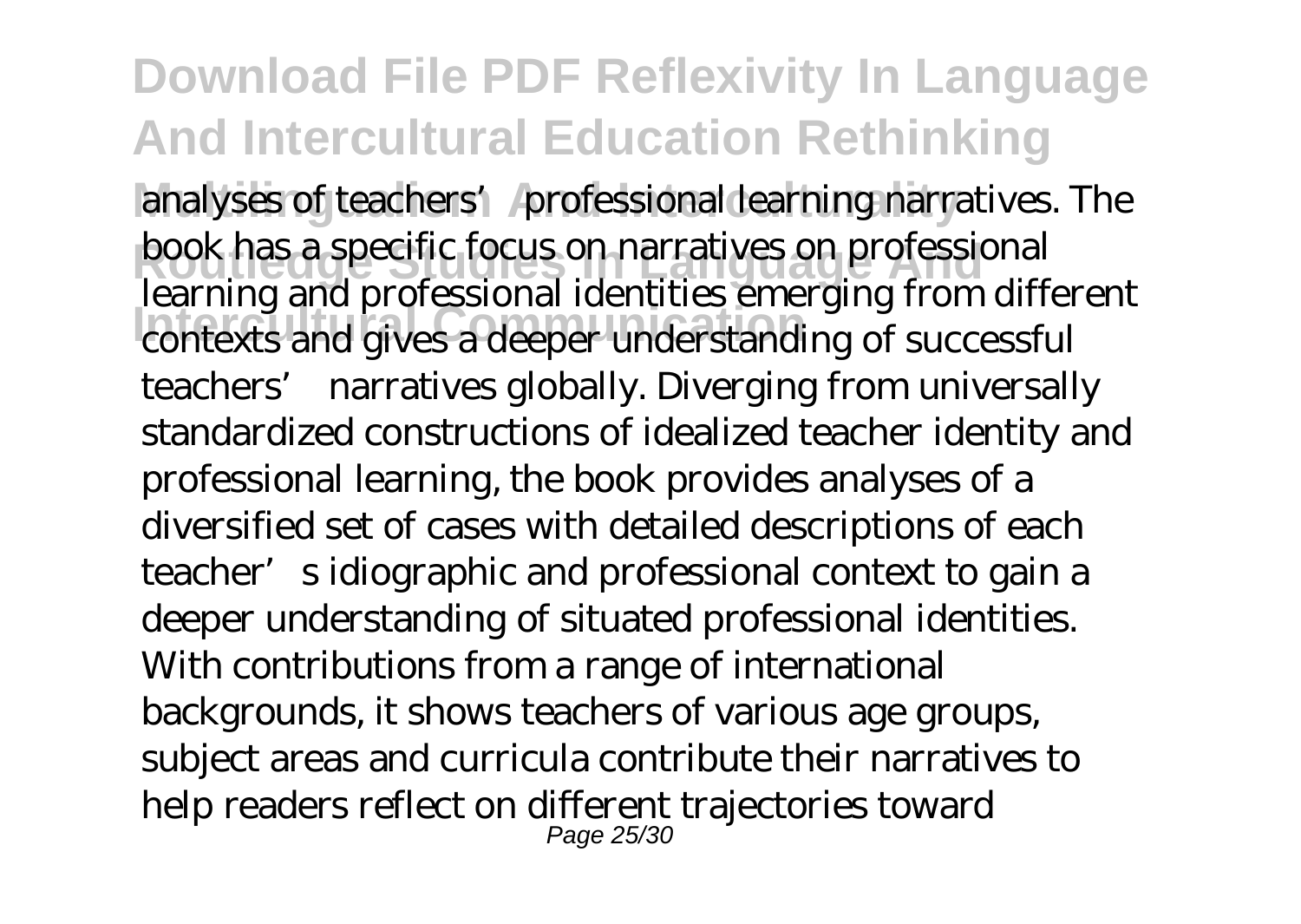analyses of teachers' professional learning narratives. The book has a specific focus on narratives on professional learning and professional identities emerging from different contexts and gives a deeper understanding of successful teachers' narratives globally. Diverging from universally standardized constructions of idealized teacher identity and professional learning, the book provides analyses of a diversified set of cases with detailed descriptions of each teacher's idiographic and professional context to gain a deeper understanding of situated professional identities. With contributions from a range of international backgrounds, it shows teachers of various age groups, subject areas and curricula contribute their narratives to help readers reflect on different trajectories toward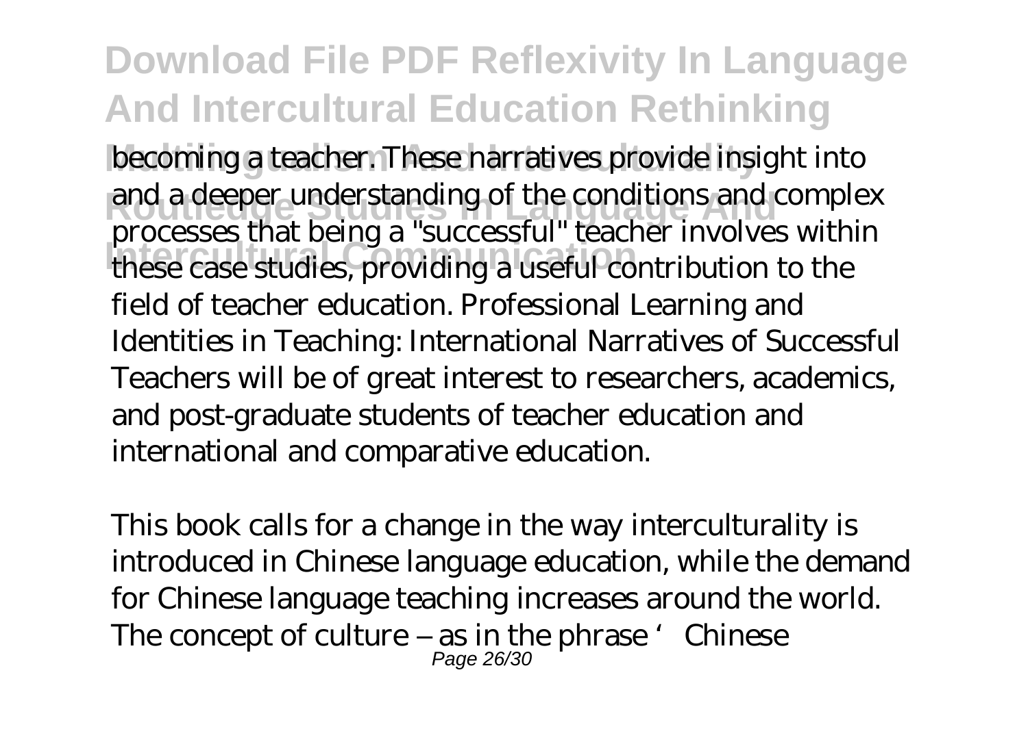becoming a teacher. These narratives provide insight into and a deeper understanding of the conditions and complex processes that being a "successful" teacher involves within these case studies, providing a useful contribution to the field of teacher education. Professional Learning and Identities in Teaching: International Narratives of Successful Teachers will be of great interest to researchers, academics, and post-graduate students of teacher education and international and comparative education.

This book calls for a change in the way interculturality is introduced in Chinese language education, while the demand for Chinese language teaching increases around the world. The concept of culture – as in the phrase 'Chinese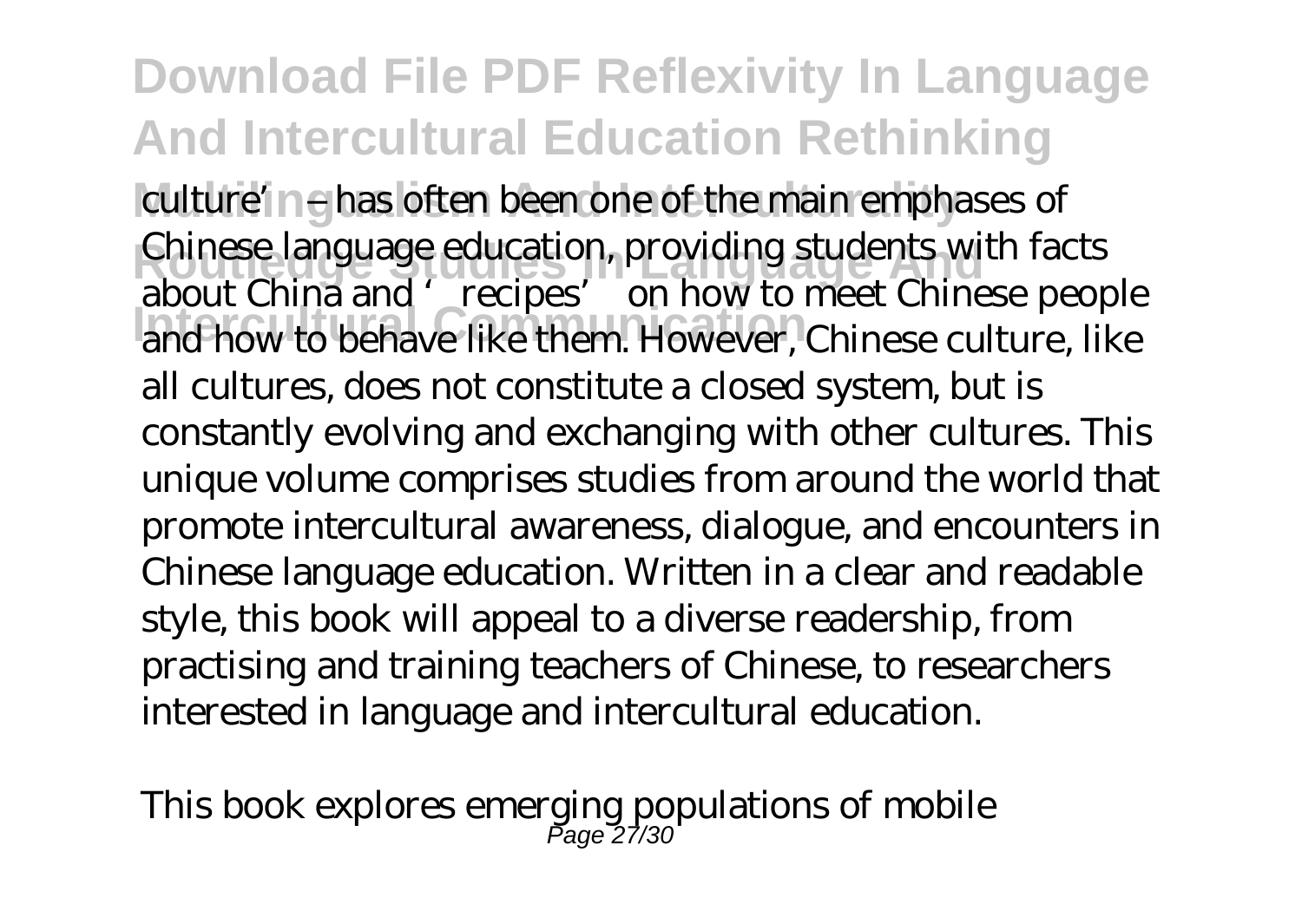culture' – has often been one of the main emphases of Chinese language education, providing students with facts about China and 'recipes' on how to meet Chinese people and how to behave like them. However, Chinese culture, like all cultures, does not constitute a closed system, but is constantly evolving and exchanging with other cultures. This unique volume comprises studies from around the world that promote intercultural awareness, dialogue, and encounters in Chinese language education. Written in a clear and readable style, this book will appeal to a diverse readership, from practising and training teachers of Chinese, to researchers interested in language and intercultural education.

This book explores emerging populations of mobile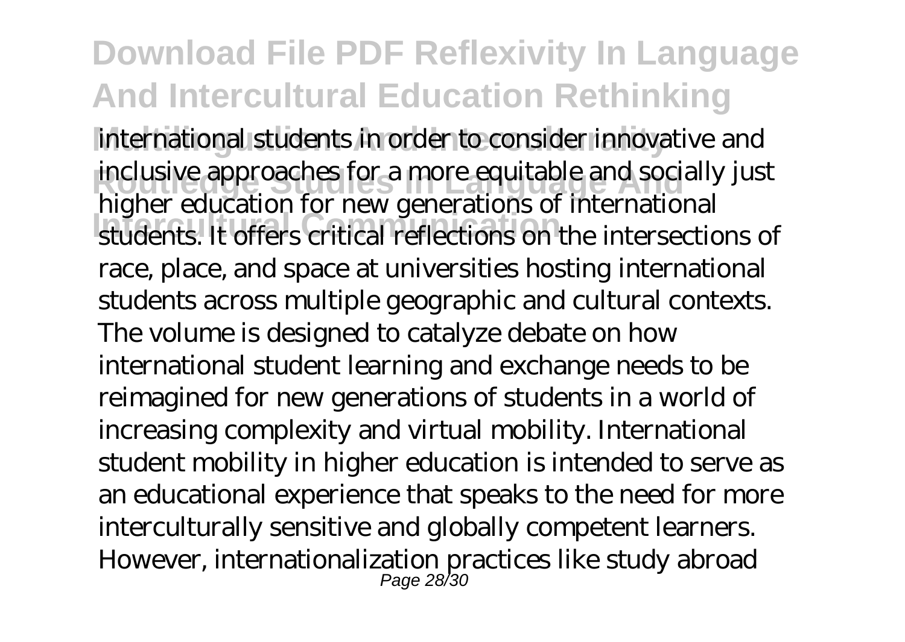international students in order to consider innovative and inclusive approaches for a more equitable and socially just higher education for new generations of international students. It offers critical reflections on the intersections of race, place, and space at universities hosting international students across multiple geographic and cultural contexts. The volume is designed to catalyze debate on how international student learning and exchange needs to be reimagined for new generations of students in a world of increasing complexity and virtual mobility. International student mobility in higher education is intended to serve as an educational experience that speaks to the need for more interculturally sensitive and globally competent learners. However, internationalization practices like study abroad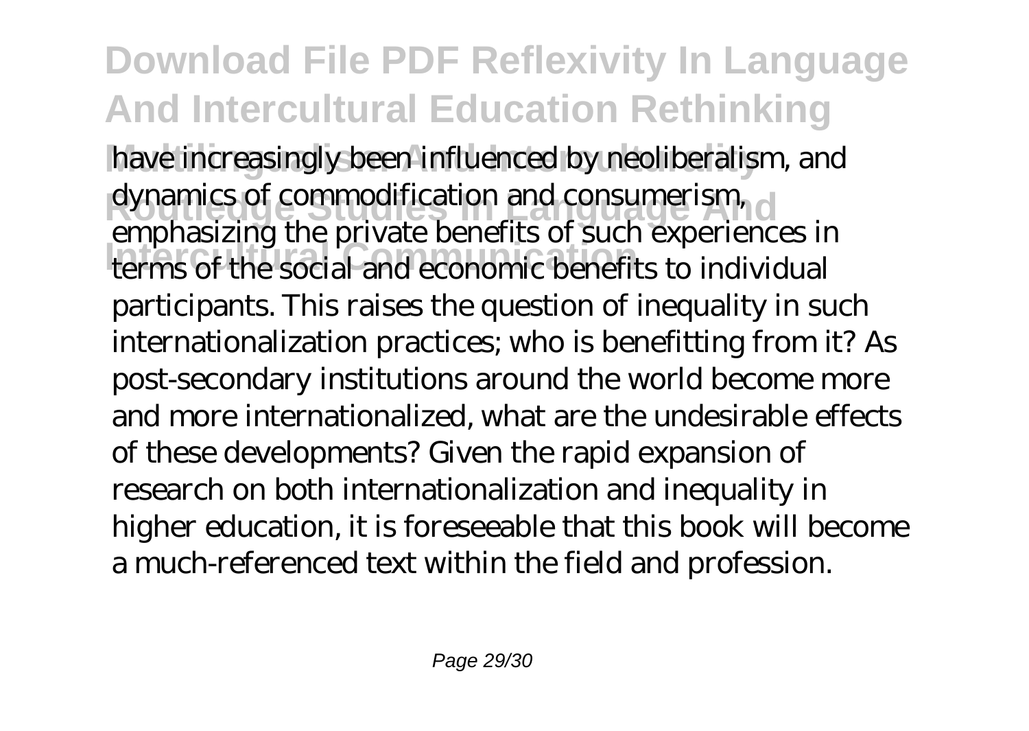have increasingly been influenced by neoliberalism, and dynamics of commodification and consumerism, emphasizing the private benefits of such experiences in terms of the social and economic benefits to individual participants. This raises the question of inequality in such internationalization practices; who is benefitting from it? As post-secondary institutions around the world become more and more internationalized, what are the undesirable effects of these developments? Given the rapid expansion of research on both internationalization and inequality in higher education, it is foreseeable that this book will become a much-referenced text within the field and profession.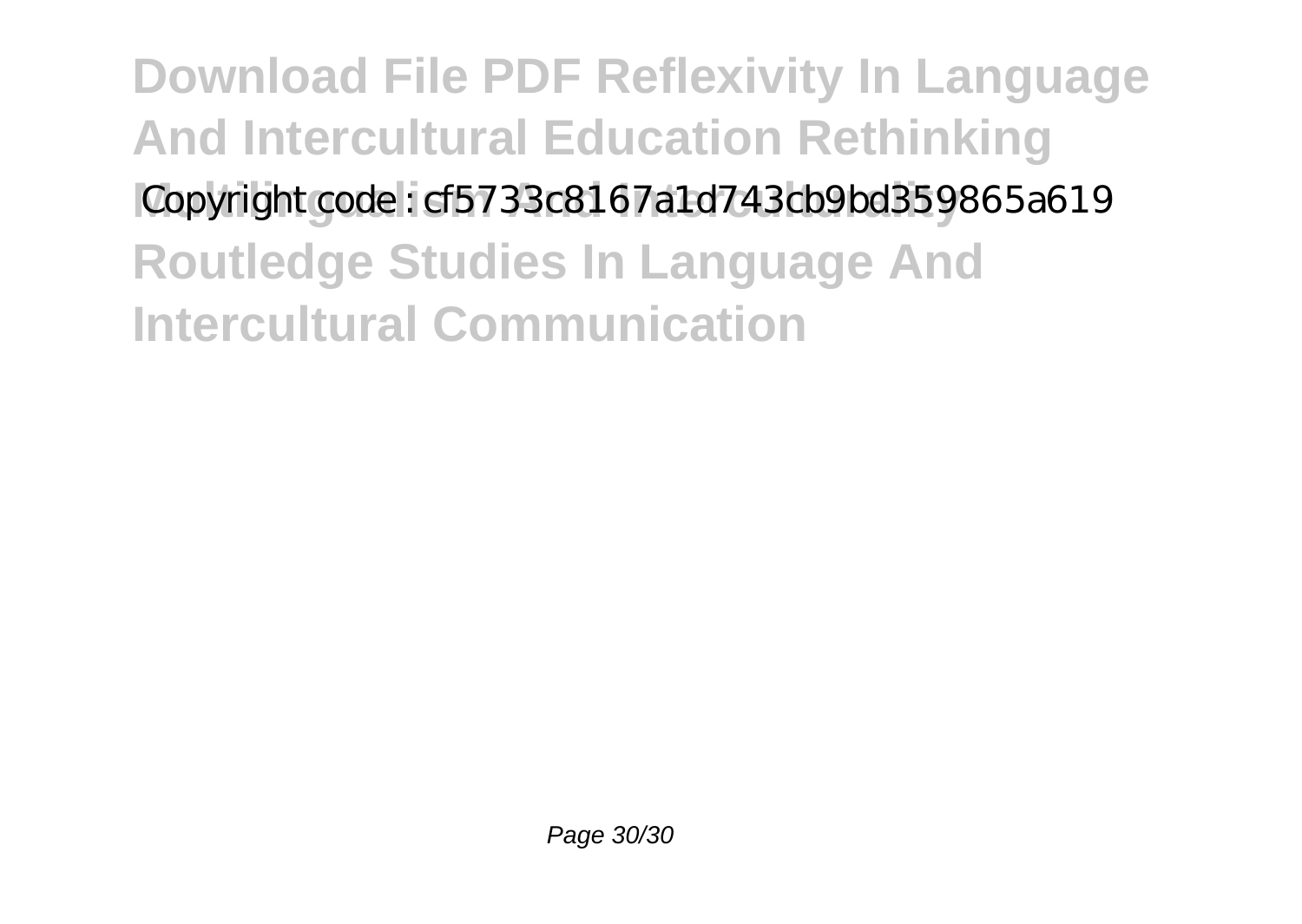Copyright code : cf5733c8167a1d743cb9bd359865a619